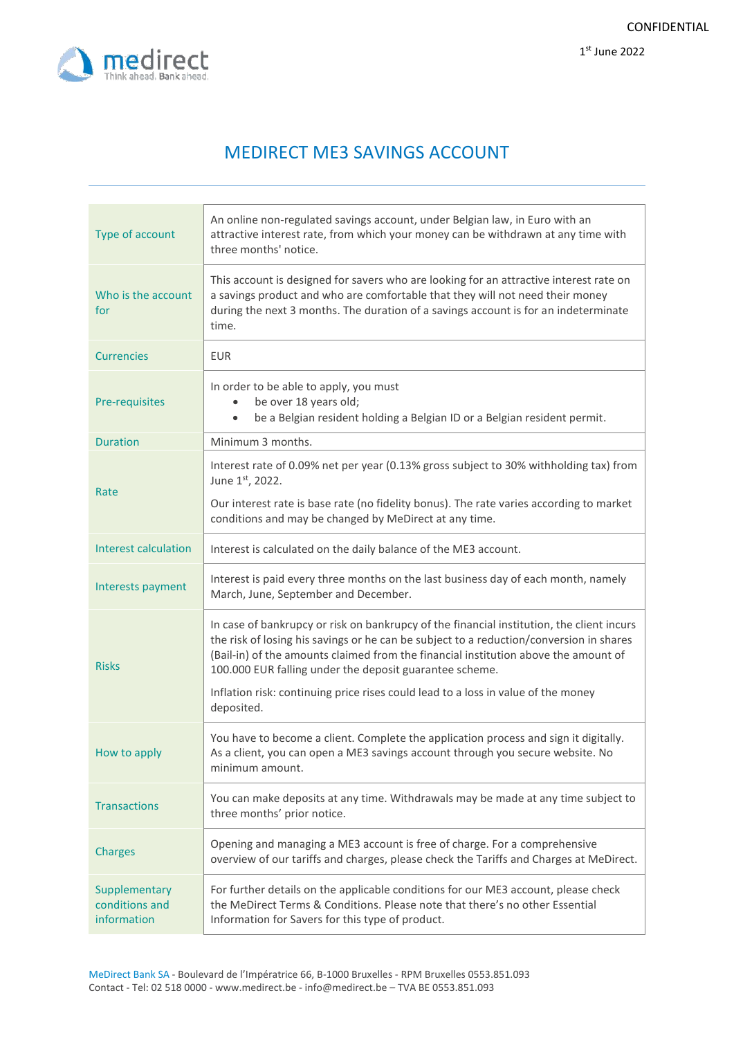CONFIDENTIAL

1st June 2022

# MEDIRECT ME3 SAVINGS ACCOUNT

| | |
|---|---|
| Type of account | An online non-regulated savings account, under Belgian law, in Euro with an attractive interest rate, from which your money can be withdrawn at any time with three months' notice. |
| Who is the account for | This account is designed for savers who are looking for an attractive interest rate on a savings product and who are comfortable that they will not need their money during the next 3 months. The duration of a savings account is for an indeterminate time. |
| Currencies | EUR |
| Pre-requisites | In order to be able to apply, you must<br>• be over 18 years old;<br>• be a Belgian resident holding a Belgian ID or a Belgian resident permit. |
| Duration | Minimum 3 months. |
| Rate | Interest rate of 0.09% net per year (0.13% gross subject to 30% withholding tax) from June 1st, 2022.<br>Our interest rate is base rate (no fidelity bonus). The rate varies according to market conditions and may be changed by MeDirect at any time. |
| Interest calculation | Interest is calculated on the daily balance of the ME3 account. |
| Interests payment | Interest is paid every three months on the last business day of each month, namely March, June, September and December. |
| Risks | In case of bankrupcy or risk on bankrupcy of the financial institution, the client incurs the risk of losing his savings or he can be subject to a reduction/conversion in shares (Bail-in) of the amounts claimed from the financial institution above the amount of 100.000 EUR falling under the deposit guarantee scheme.<br>Inflation risk: continuing price rises could lead to a loss in value of the money deposited. |
| How to apply | You have to become a client. Complete the application process and sign it digitally. As a client, you can open a ME3 savings account through you secure website. No minimum amount. |
| Transactions | You can make deposits at any time. Withdrawals may be made at any time subject to three months' prior notice. |
| Charges | Opening and managing a ME3 account is free of charge. For a comprehensive overview of our tariffs and charges, please check the Tariffs and Charges at MeDirect. |
| Supplementary conditions and information | For further details on the applicable conditions for our ME3 account, please check the MeDirect Terms & Conditions. Please note that there's no other Essential Information for Savers for this type of product. |

MeDirect Bank SA - Boulevard de l'Impératrice 66, B-1000 Bruxelles - RPM Bruxelles 0553.851.093
Contact - Tel: 02 518 0000 - www.medirect.be - info@medirect.be – TVA BE 0553.851.093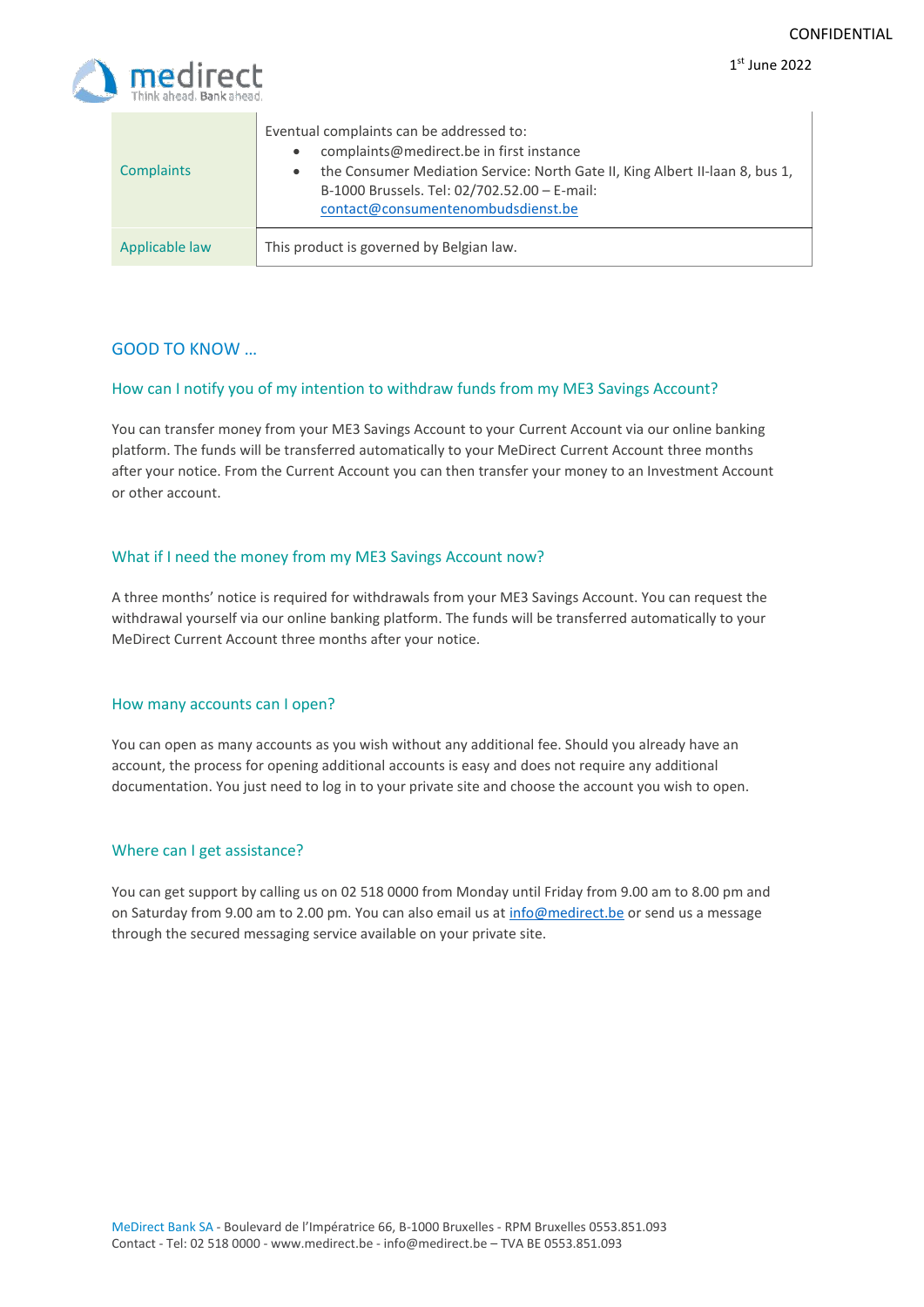| | |
|---|---|
| Complaints | Eventual complaints can be addressed to:<br>• complaints@medirect.be in first instance<br>• the Consumer Mediation Service: North Gate II, King Albert II-laan 8, bus 1, B-1000 Brussels. Tel: 02/702.52.00 – E-mail: contact@consumentenombudsdienst.be |
| Applicable law | This product is governed by Belgian law. |

## GOOD TO KNOW …

### How can I notify you of my intention to withdraw funds from my ME3 Savings Account?

You can transfer money from your ME3 Savings Account to your Current Account via our online banking platform. The funds will be transferred automatically to your MeDirect Current Account three months after your notice. From the Current Account you can then transfer your money to an Investment Account or other account.

### What if I need the money from my ME3 Savings Account now?

A three months' notice is required for withdrawals from your ME3 Savings Account. You can request the withdrawal yourself via our online banking platform. The funds will be transferred automatically to your MeDirect Current Account three months after your notice.

### How many accounts can I open?

You can open as many accounts as you wish without any additional fee. Should you already have an account, the process for opening additional accounts is easy and does not require any additional documentation. You just need to log in to your private site and choose the account you wish to open.

### Where can I get assistance?

You can get support by calling us on 02 518 0000 from Monday until Friday from 9.00 am to 8.00 pm and on Saturday from 9.00 am to 2.00 pm. You can also email us at info@medirect.be or send us a message through the secured messaging service available on your private site.